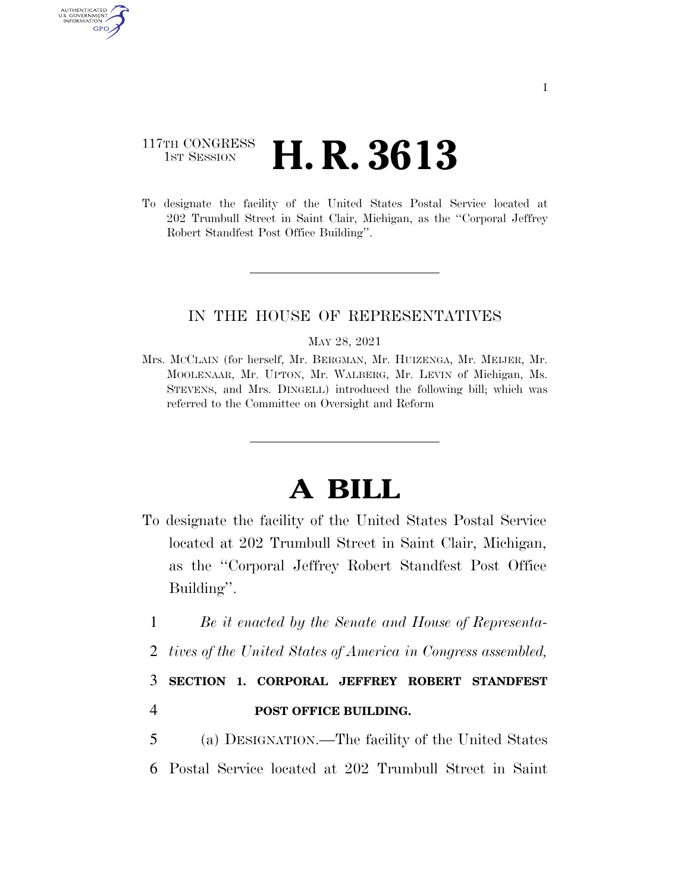117TH CONGRESS
1ST SESSION

# H. R. 3613

To designate the facility of the United States Postal Service located at 202 Trumbull Street in Saint Clair, Michigan, as the ''Corporal Jeffrey Robert Standfest Post Office Building''.

---

IN THE HOUSE OF REPRESENTATIVES

MAY 28, 2021

Mrs. MCCLAIN (for herself, Mr. BERGMAN, Mr. HUIZENGA, Mr. MEIJER, Mr. MOOLENAAR, Mr. UPTON, Mr. WALBERG, Mr. LEVIN of Michigan, Ms. STEVENS, and Mrs. DINGELL) introduced the following bill; which was referred to the Committee on Oversight and Reform

---

# A BILL

To designate the facility of the United States Postal Service located at 202 Trumbull Street in Saint Clair, Michigan, as the ''Corporal Jeffrey Robert Standfest Post Office Building''.

1 *Be it enacted by the Senate and House of Representa-*
2 *tives of the United States of America in Congress assembled,*

3 **SECTION 1. CORPORAL JEFFREY ROBERT STANDFEST**
4 **POST OFFICE BUILDING.**

5 (a) DESIGNATION.—The facility of the United States
6 Postal Service located at 202 Trumbull Street in Saint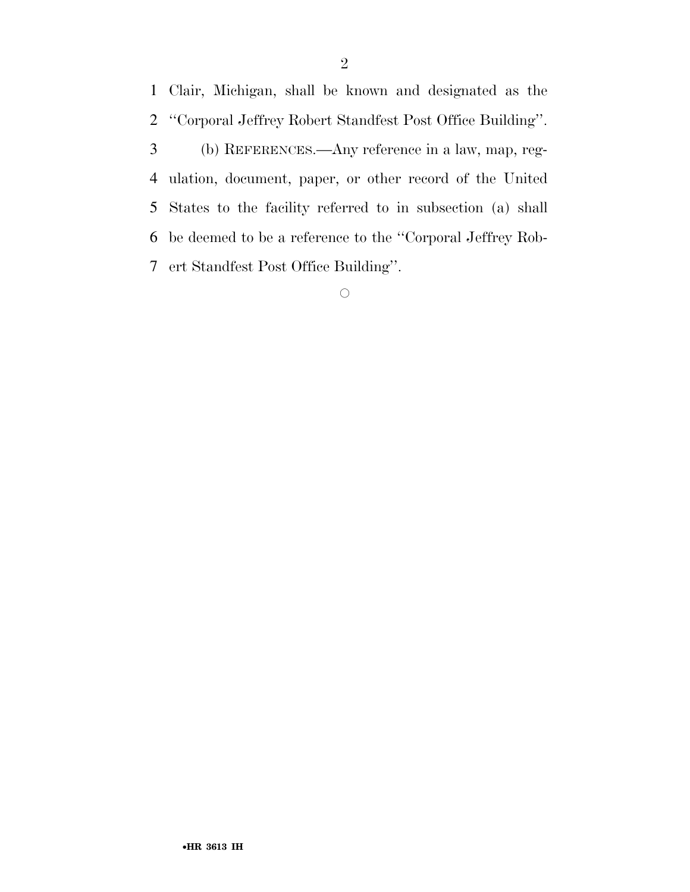Clair, Michigan, shall be known and designated as the "Corporal Jeffrey Robert Standfest Post Office Building".

(b) REFERENCES.—Any reference in a law, map, regulation, document, paper, or other record of the United States to the facility referred to in subsection (a) shall be deemed to be a reference to the "Corporal Jeffrey Robert Standfest Post Office Building".

○